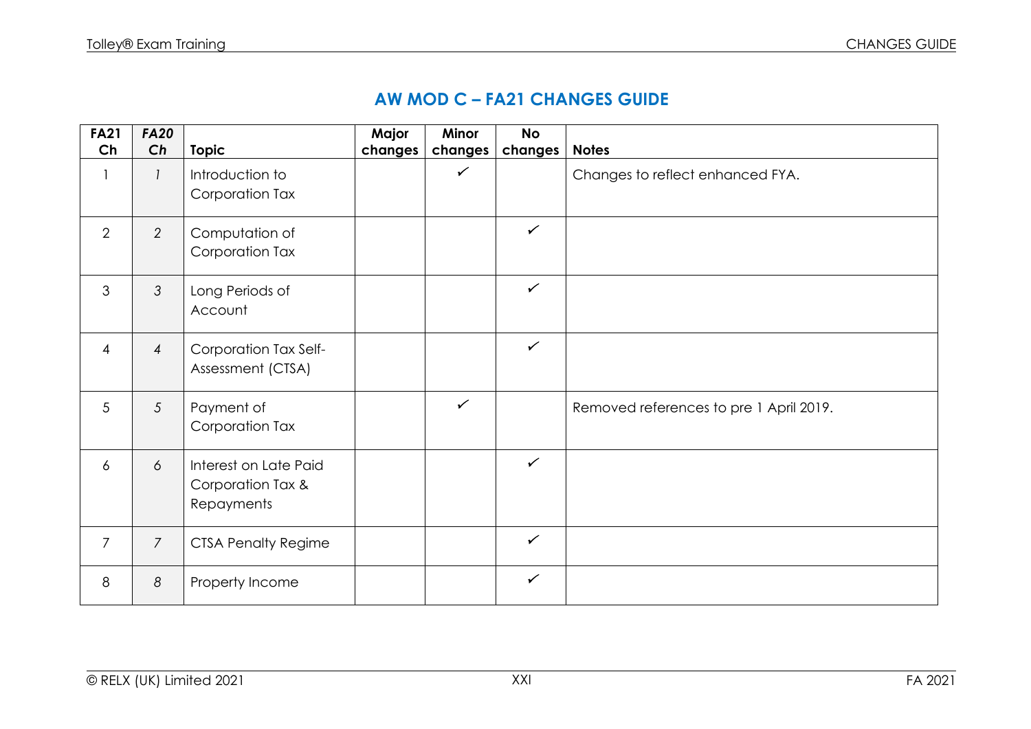# AW MOD C – FA21 CHANGES GUIDE

| FA21 Ch | *FA20 Ch* | Topic | Major changes | Minor changes | No changes | Notes |
|---|---|---|---|---|---|---|
| 1 | *1* | Introduction to Corporation Tax | | ✓ | | Changes to reflect enhanced FYA. |
| 2 | *2* | Computation of Corporation Tax | | | ✓ | |
| 3 | *3* | Long Periods of Account | | | ✓ | |
| 4 | *4* | Corporation Tax Self-Assessment (CTSA) | | | ✓ | |
| 5 | *5* | Payment of Corporation Tax | | ✓ | | Removed references to pre 1 April 2019. |
| 6 | *6* | Interest on Late Paid Corporation Tax & Repayments | | | ✓ | |
| 7 | *7* | CTSA Penalty Regime | | | ✓ | |
| 8 | *8* | Property Income | | | ✓ | |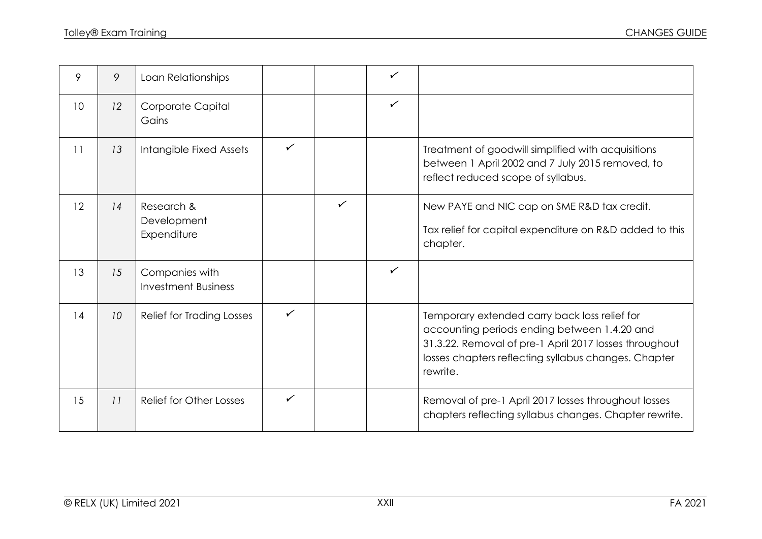| 9 | 9 | Loan Relationships | | | ✓ | |
|---|---|---|---|---|---|---|
| 10 | 12 | Corporate Capital Gains | | | ✓ | |
| 11 | 13 | Intangible Fixed Assets | ✓ | | | Treatment of goodwill simplified with acquisitions between 1 April 2002 and 7 July 2015 removed, to reflect reduced scope of syllabus. |
| 12 | 14 | Research & Development Expenditure | | ✓ | | New PAYE and NIC cap on SME R&D tax credit.<br><br>Tax relief for capital expenditure on R&D added to this chapter. |
| 13 | 15 | Companies with Investment Business | | | ✓ | |
| 14 | 10 | Relief for Trading Losses | ✓ | | | Temporary extended carry back loss relief for accounting periods ending between 1.4.20 and 31.3.22. Removal of pre-1 April 2017 losses throughout losses chapters reflecting syllabus changes. Chapter rewrite. |
| 15 | 11 | Relief for Other Losses | ✓ | | | Removal of pre-1 April 2017 losses throughout losses chapters reflecting syllabus changes. Chapter rewrite. |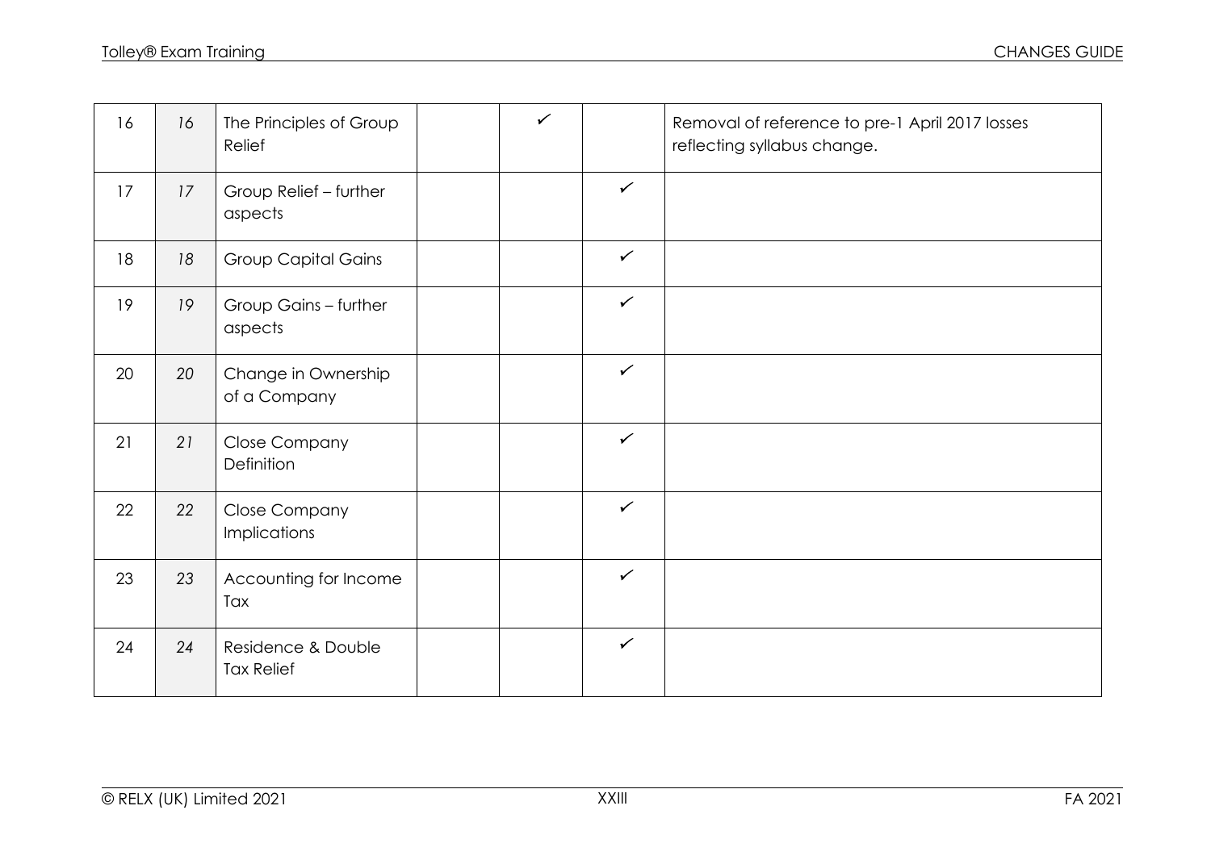| | | | | | | |
|---|---|---|---|---|---|---|
| 16 | *16* | The Principles of Group Relief | | ✓ | | Removal of reference to pre-1 April 2017 losses reflecting syllabus change. |
| 17 | *17* | Group Relief – further aspects | | | ✓ | |
| 18 | *18* | Group Capital Gains | | | ✓ | |
| 19 | *19* | Group Gains – further aspects | | | ✓ | |
| 20 | *20* | Change in Ownership of a Company | | | ✓ | |
| 21 | *21* | Close Company Definition | | | ✓ | |
| 22 | *22* | Close Company Implications | | | ✓ | |
| 23 | *23* | Accounting for Income Tax | | | ✓ | |
| 24 | *24* | Residence & Double Tax Relief | | | ✓ | |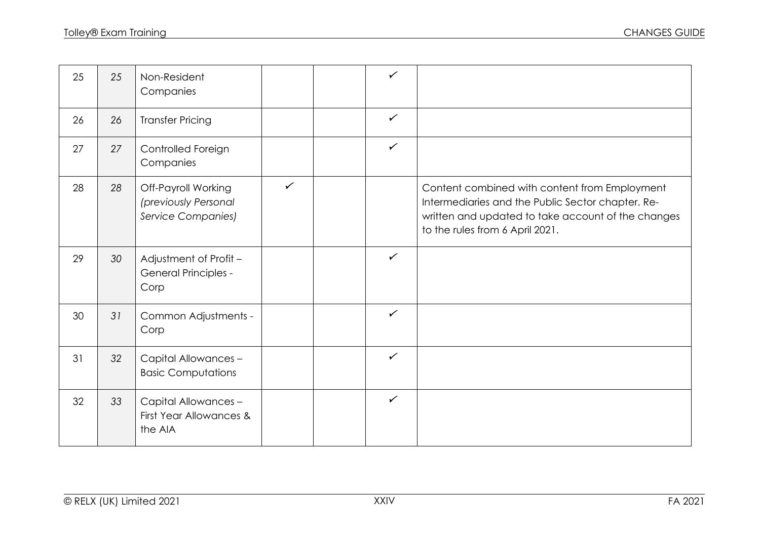| | | | | | | |
|---|---|---|---|---|---|---|
| 25 | *25* | Non-Resident Companies | | | ✓ | |
| 26 | *26* | Transfer Pricing | | | ✓ | |
| 27 | *27* | Controlled Foreign Companies | | | ✓ | |
| 28 | *28* | Off-Payroll Working *(previously Personal Service Companies)* | ✓ | | | Content combined with content from Employment Intermediaries and the Public Sector chapter. Re-written and updated to take account of the changes to the rules from 6 April 2021. |
| 29 | *30* | Adjustment of Profit – General Principles - Corp | | | ✓ | |
| 30 | *31* | Common Adjustments - Corp | | | ✓ | |
| 31 | *32* | Capital Allowances – Basic Computations | | | ✓ | |
| 32 | *33* | Capital Allowances – First Year Allowances & the AIA | | | ✓ | |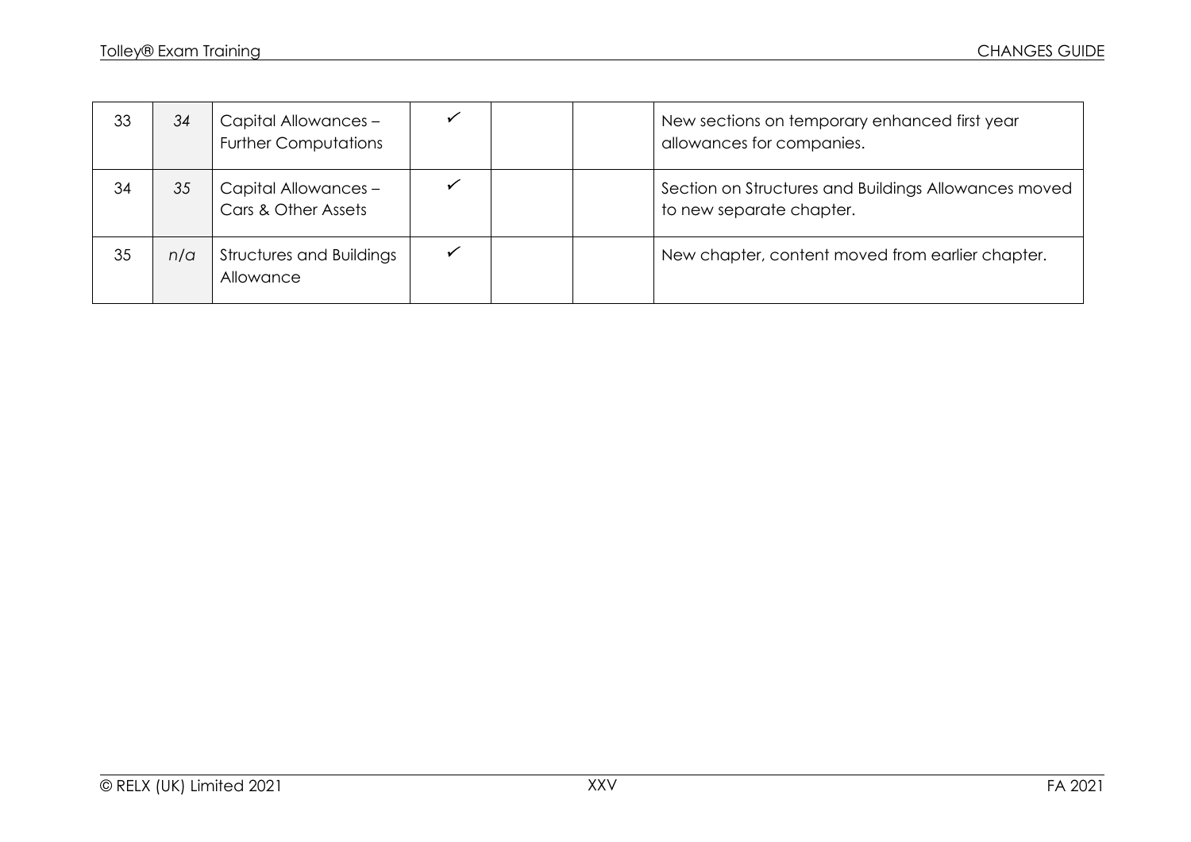| | | | | | | |
|---|---|---|---|---|---|---|
| 33 | *34* | Capital Allowances – Further Computations | ✓ | | | New sections on temporary enhanced first year allowances for companies. |
| 34 | *35* | Capital Allowances – Cars & Other Assets | ✓ | | | Section on Structures and Buildings Allowances moved to new separate chapter. |
| 35 | *n/a* | Structures and Buildings Allowance | ✓ | | | New chapter, content moved from earlier chapter. |